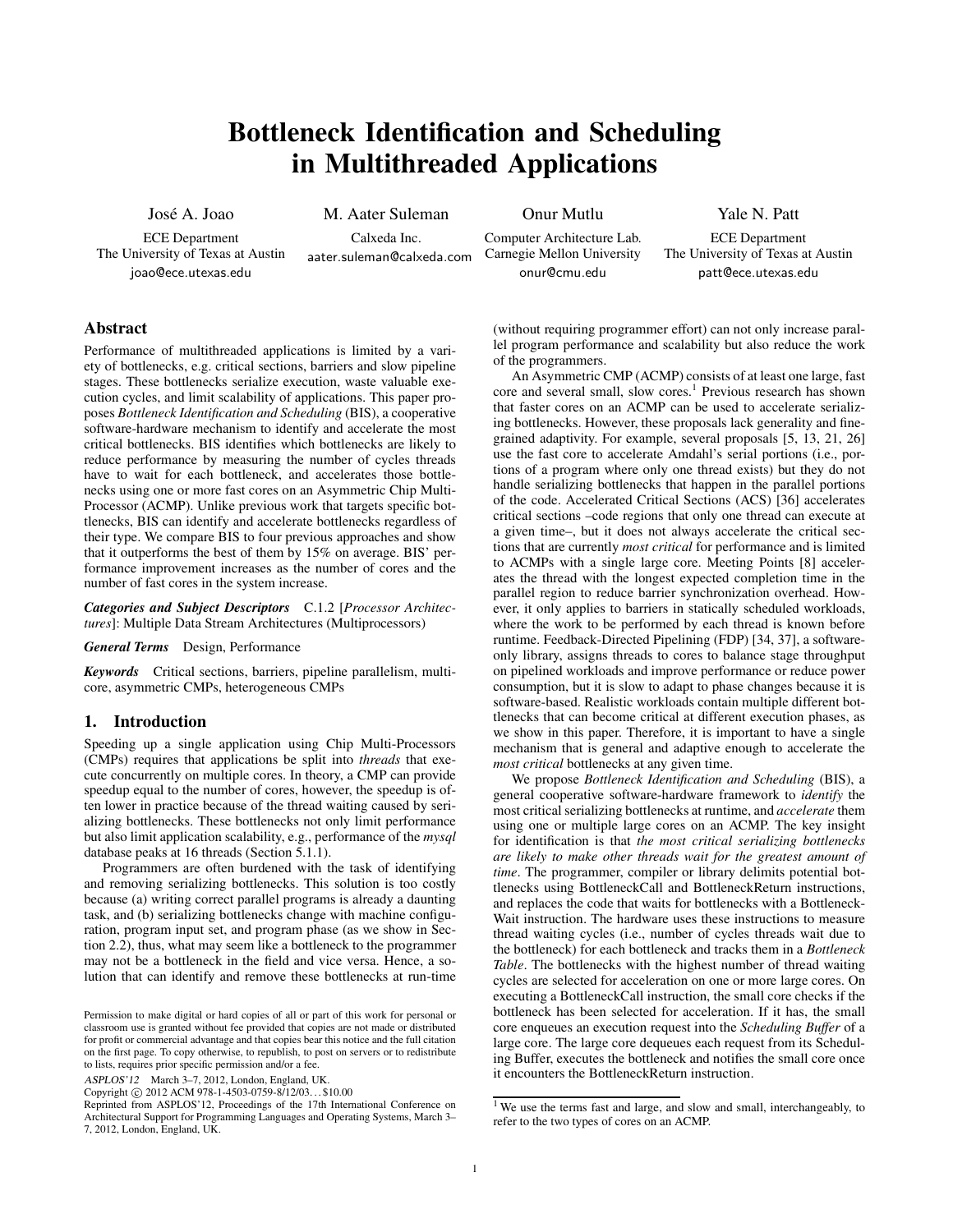# Bottleneck Identification and Scheduling in Multithreaded Applications

José A. Joao
ECE Department
The University of Texas at Austin
joao@ece.utexas.edu

M. Aater Suleman
Calxeda Inc.
aater.suleman@calxeda.com

Onur Mutlu
Computer Architecture Lab.
Carnegie Mellon University
onur@cmu.edu

Yale N. Patt
ECE Department
The University of Texas at Austin
patt@ece.utexas.edu

## Abstract

Performance of multithreaded applications is limited by a variety of bottlenecks, e.g. critical sections, barriers and slow pipeline stages. These bottlenecks serialize execution, waste valuable execution cycles, and limit scalability of applications. This paper proposes *Bottleneck Identification and Scheduling* (BIS), a cooperative software-hardware mechanism to identify and accelerate the most critical bottlenecks. BIS identifies which bottlenecks are likely to reduce performance by measuring the number of cycles threads have to wait for each bottleneck, and accelerates those bottlenecks using one or more fast cores on an Asymmetric Chip Multi-Processor (ACMP). Unlike previous work that targets specific bottlenecks, BIS can identify and accelerate bottlenecks regardless of their type. We compare BIS to four previous approaches and show that it outperforms the best of them by 15% on average. BIS' performance improvement increases as the number of cores and the number of fast cores in the system increase.

***Categories and Subject Descriptors*** C.1.2 [*Processor Architectures*]: Multiple Data Stream Architectures (Multiprocessors)

***General Terms*** Design, Performance

***Keywords*** Critical sections, barriers, pipeline parallelism, multicore, asymmetric CMPs, heterogeneous CMPs

## 1. Introduction

Speeding up a single application using Chip Multi-Processors (CMPs) requires that applications be split into *threads* that execute concurrently on multiple cores. In theory, a CMP can provide speedup equal to the number of cores, however, the speedup is often lower in practice because of the thread waiting caused by serializing bottlenecks. These bottlenecks not only limit performance but also limit application scalability, e.g., performance of the *mysql* database peaks at 16 threads (Section 5.1.1).

Programmers are often burdened with the task of identifying and removing serializing bottlenecks. This solution is too costly because (a) writing correct parallel programs is already a daunting task, and (b) serializing bottlenecks change with machine configuration, program input set, and program phase (as we show in Section 2.2), thus, what may seem like a bottleneck to the programmer may not be a bottleneck in the field and vice versa. Hence, a solution that can identify and remove these bottlenecks at run-time (without requiring programmer effort) can not only increase parallel program performance and scalability but also reduce the work of the programmers.

An Asymmetric CMP (ACMP) consists of at least one large, fast core and several small, slow cores.[1] Previous research has shown that faster cores on an ACMP can be used to accelerate serializing bottlenecks. However, these proposals lack generality and fine-grained adaptivity. For example, several proposals [5, 13, 21, 26] use the fast core to accelerate Amdahl's serial portions (i.e., portions of a program where only one thread exists) but they do not handle serializing bottlenecks that happen in the parallel portions of the code. Accelerated Critical Sections (ACS) [36] accelerates critical sections –code regions that only one thread can execute at a given time–, but it does not always accelerate the critical sections that are currently *most critical* for performance and is limited to ACMPs with a single large core. Meeting Points [8] accelerates the thread with the longest expected completion time in the parallel region to reduce barrier synchronization overhead. However, it only applies to barriers in statically scheduled workloads, where the work to be performed by each thread is known before runtime. Feedback-Directed Pipelining (FDP) [34, 37], a software-only library, assigns threads to cores to balance stage throughput on pipelined workloads and improve performance or reduce power consumption, but it is slow to adapt to phase changes because it is software-based. Realistic workloads contain multiple different bottlenecks that can become critical at different execution phases, as we show in this paper. Therefore, it is important to have a single mechanism that is general and adaptive enough to accelerate the *most critical* bottlenecks at any given time.

We propose *Bottleneck Identification and Scheduling* (BIS), a general cooperative software-hardware framework to *identify* the most critical serializing bottlenecks at runtime, and *accelerate* them using one or multiple large cores on an ACMP. The key insight for identification is that *the most critical serializing bottlenecks are likely to make other threads wait for the greatest amount of time*. The programmer, compiler or library delimits potential bottlenecks using BottleneckCall and BottleneckReturn instructions, and replaces the code that waits for bottlenecks with a BottleneckWait instruction. The hardware uses these instructions to measure thread waiting cycles (i.e., number of cycles threads wait due to the bottleneck) for each bottleneck and tracks them in a *Bottleneck Table*. The bottlenecks with the highest number of thread waiting cycles are selected for acceleration on one or more large cores. On executing a BottleneckCall instruction, the small core checks if the bottleneck has been selected for acceleration. If it has, the small core enqueues an execution request into the *Scheduling Buffer* of a large core. The large core dequeues each request from its Scheduling Buffer, executes the bottleneck and notifies the small core once it encounters the BottleneckReturn instruction.

[1] We use the terms fast and large, and slow and small, interchangeably, to refer to the two types of cores on an ACMP.

Permission to make digital or hard copies of all or part of this work for personal or classroom use is granted without fee provided that copies are not made or distributed for profit or commercial advantage and that copies bear this notice and the full citation on the first page. To copy otherwise, to republish, to post on servers or to redistribute to lists, requires prior specific permission and/or a fee.

*ASPLOS'12* March 3–7, 2012, London, England, UK.
Copyright © 2012 ACM 978-1-4503-0759-8/12/03... $10.00
Reprinted from ASPLOS'12, Proceedings of the 17th International Conference on Architectural Support for Programming Languages and Operating Systems, March 3–7, 2012, London, England, UK.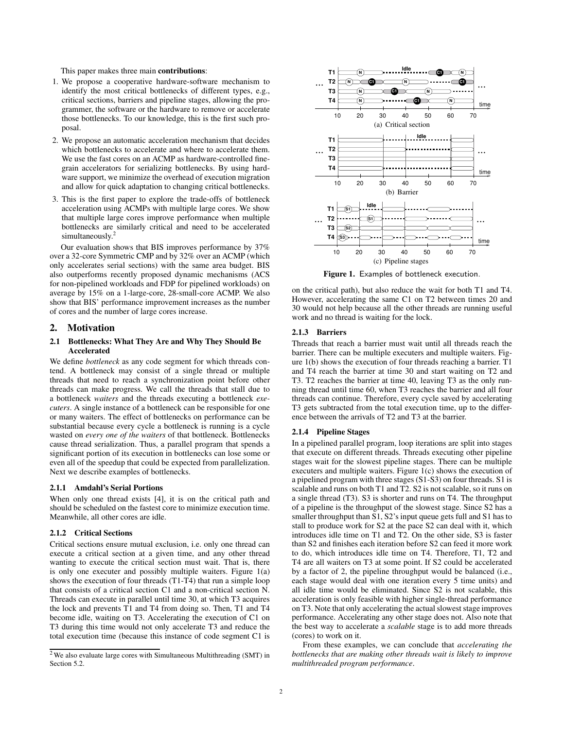This paper makes three main **contributions**:

1. We propose a cooperative hardware-software mechanism to identify the most critical bottlenecks of different types, e.g., critical sections, barriers and pipeline stages, allowing the programmer, the software or the hardware to remove or accelerate those bottlenecks. To our knowledge, this is the first such proposal.
2. We propose an automatic acceleration mechanism that decides which bottlenecks to accelerate and where to accelerate them. We use the fast cores on an ACMP as hardware-controlled fine-grain accelerators for serializing bottlenecks. By using hardware support, we minimize the overhead of execution migration and allow for quick adaptation to changing critical bottlenecks.
3. This is the first paper to explore the trade-offs of bottleneck acceleration using ACMPs with multiple large cores. We show that multiple large cores improve performance when multiple bottlenecks are similarly critical and need to be accelerated simultaneously.[2]

Our evaluation shows that BIS improves performance by 37% over a 32-core Symmetric CMP and by 32% over an ACMP (which only accelerates serial sections) with the same area budget. BIS also outperforms recently proposed dynamic mechanisms (ACS for non-pipelined workloads and FDP for pipelined workloads) on average by 15% on a 1-large-core, 28-small-core ACMP. We also show that BIS' performance improvement increases as the number of cores and the number of large cores increase.

[2] We also evaluate large cores with Simultaneous Multithreading (SMT) in Section 5.2.

## 2. Motivation

### 2.1 Bottlenecks: What They Are and Why They Should Be Accelerated

We define *bottleneck* as any code segment for which threads contend. A bottleneck may consist of a single thread or multiple threads that need to reach a synchronization point before other threads can make progress. We call the threads that stall due to a bottleneck *waiters* and the threads executing a bottleneck *executers*. A single instance of a bottleneck can be responsible for one or many waiters. The effect of bottlenecks on performance can be substantial because every cycle a bottleneck is running is a cycle wasted on *every one of the waiters* of that bottleneck. Bottlenecks cause thread serialization. Thus, a parallel program that spends a significant portion of its execution in bottlenecks can lose some or even all of the speedup that could be expected from parallelization. Next we describe examples of bottlenecks.

#### 2.1.1 Amdahl's Serial Portions

When only one thread exists [4], it is on the critical path and should be scheduled on the fastest core to minimize execution time. Meanwhile, all other cores are idle.

#### 2.1.2 Critical Sections

Critical sections ensure mutual exclusion, i.e. only one thread can execute a critical section at a given time, and any other thread wanting to execute the critical section must wait. That is, there is only one executer and possibly multiple waiters. Figure 1(a) shows the execution of four threads (T1-T4) that run a simple loop that consists of a critical section C1 and a non-critical section N. Threads can execute in parallel until time 30, at which T3 acquires the lock and prevents T1 and T4 from doing so. Then, T1 and T4 become idle, waiting on T3. Accelerating the execution of C1 on T3 during this time would not only accelerate T3 and reduce the total execution time (because this instance of code segment C1 is on the critical path), but also reduce the wait for both T1 and T4. However, accelerating the same C1 on T2 between times 20 and 30 would not help because all the other threads are running useful work and no thread is waiting for the lock.

Figure 1. Examples of bottleneck execution. (a) Critical section (b) Barrier (c) Pipeline stages

#### 2.1.3 Barriers

Threads that reach a barrier must wait until all threads reach the barrier. There can be multiple executers and multiple waiters. Figure 1(b) shows the execution of four threads reaching a barrier. T1 and T4 reach the barrier at time 30 and start waiting on T2 and T3. T2 reaches the barrier at time 40, leaving T3 as the only running thread until time 60, when T3 reaches the barrier and all four threads can continue. Therefore, every cycle saved by accelerating T3 gets subtracted from the total execution time, up to the difference between the arrivals of T2 and T3 at the barrier.

#### 2.1.4 Pipeline Stages

In a pipelined parallel program, loop iterations are split into stages that execute on different threads. Threads executing other pipeline stages wait for the slowest pipeline stages. There can be multiple executers and multiple waiters. Figure 1(c) shows the execution of a pipelined program with three stages (S1-S3) on four threads. S1 is scalable and runs on both T1 and T2. S2 is not scalable, so it runs on a single thread (T3). S3 is shorter and runs on T4. The throughput of a pipeline is the throughput of the slowest stage. Since S2 has a smaller throughput than S1, S2's input queue gets full and S1 has to stall to produce work for S2 at the pace S2 can deal with it, which introduces idle time on T1 and T2. On the other side, S3 is faster than S2 and finishes each iteration before S2 can feed it more work to do, which introduces idle time on T4. Therefore, T1, T2 and T4 are all waiters on T3 at some point. If S2 could be accelerated by a factor of 2, the pipeline throughput would be balanced (i.e., each stage would deal with one iteration every 5 time units) and all idle time would be eliminated. Since S2 is not scalable, this acceleration is only feasible with higher single-thread performance on T3. Note that only accelerating the actual slowest stage improves performance. Accelerating any other stage does not. Also note that the best way to accelerate a *scalable* stage is to add more threads (cores) to work on it.

From these examples, we can conclude that *accelerating the bottlenecks that are making other threads wait is likely to improve multithreaded program performance*.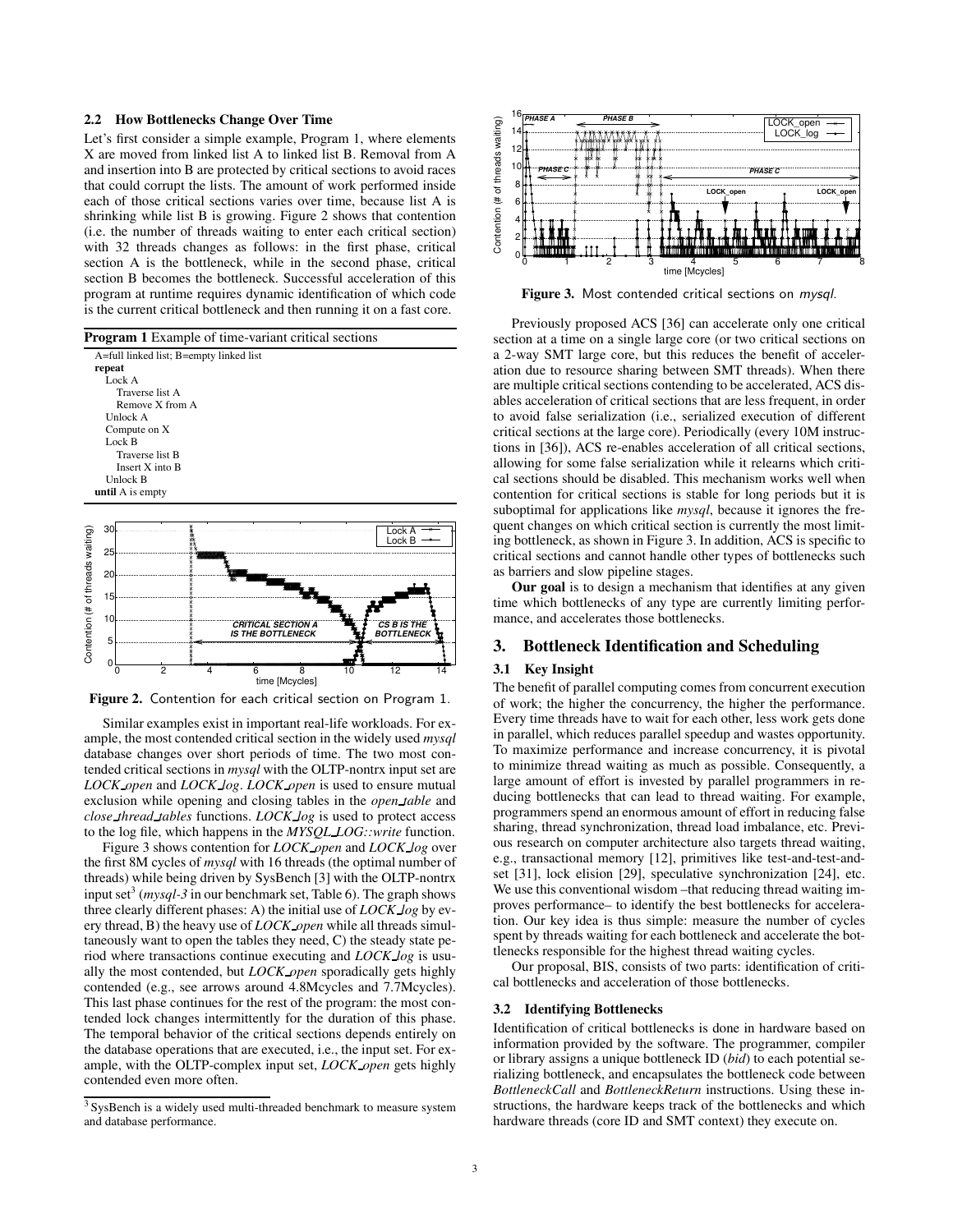### 2.2 How Bottlenecks Change Over Time

Let's first consider a simple example, Program 1, where elements X are moved from linked list A to linked list B. Removal from A and insertion into B are protected by critical sections to avoid races that could corrupt the lists. The amount of work performed inside each of those critical sections varies over time, because list A is shrinking while list B is growing. Figure 2 shows that contention (i.e. the number of threads waiting to enter each critical section) with 32 threads changes as follows: in the first phase, critical section A is the bottleneck, while in the second phase, critical section B becomes the bottleneck. Successful acceleration of this program at runtime requires dynamic identification of which code is the current critical bottleneck and then running it on a fast core.

**Program 1** Example of time-variant critical sections

```
A=full linked list; B=empty linked list
repeat
  Lock A
    Traverse list A
    Remove X from A
  Unlock A
  Compute on X
  Lock B
    Traverse list B
    Insert X into B
  Unlock B
until A is empty
```

**Figure 2.** Contention for each critical section on Program 1.

Similar examples exist in important real-life workloads. For example, the most contended critical section in the widely used *mysql* database changes over short periods of time. The two most contended critical sections in *mysql* with the OLTP-nontrx input set are *LOCK_open* and *LOCK_log*. *LOCK_open* is used to ensure mutual exclusion while opening and closing tables in the *open_table* and *close_thread_tables* functions. *LOCK_log* is used to protect access to the log file, which happens in the *MYSQL_LOG::write* function.

Figure 3 shows contention for *LOCK_open* and *LOCK_log* over the first 8M cycles of *mysql* with 16 threads (the optimal number of threads) while being driven by SysBench [3] with the OLTP-nontrx input set[3] (*mysql-3* in our benchmark set, Table 6). The graph shows three clearly different phases: A) the initial use of *LOCK_log* by every thread, B) the heavy use of *LOCK_open* while all threads simultaneously want to open the tables they need, C) the steady state period where transactions continue executing and *LOCK_log* is usually the most contended, but *LOCK_open* sporadically gets highly contended (e.g., see arrows around 4.8Mcycles and 7.7Mcycles). This last phase continues for the rest of the program: the most contended lock changes intermittently for the duration of this phase. The temporal behavior of the critical sections depends entirely on the database operations that are executed, i.e., the input set. For example, with the OLTP-complex input set, *LOCK_open* gets highly contended even more often.

[3] SysBench is a widely used multi-threaded benchmark to measure system and database performance.

**Figure 3.** Most contended critical sections on *mysql*.

Previously proposed ACS [36] can accelerate only one critical section at a time on a single large core (or two critical sections on a 2-way SMT large core, but this reduces the benefit of acceleration due to resource sharing between SMT threads). When there are multiple critical sections contending to be accelerated, ACS disables acceleration of critical sections that are less frequent, in order to avoid false serialization (i.e., serialized execution of different critical sections at the large core). Periodically (every 10M instructions in [36]), ACS re-enables acceleration of all critical sections, allowing for some false serialization while it relearns which critical sections should be disabled. This mechanism works well when contention for critical sections is stable for long periods but it is suboptimal for applications like *mysql*, because it ignores the frequent changes on which critical section is currently the most limiting bottleneck, as shown in Figure 3. In addition, ACS is specific to critical sections and cannot handle other types of bottlenecks such as barriers and slow pipeline stages.

**Our goal** is to design a mechanism that identifies at any given time which bottlenecks of any type are currently limiting performance, and accelerates those bottlenecks.

## 3. Bottleneck Identification and Scheduling

### 3.1 Key Insight

The benefit of parallel computing comes from concurrent execution of work; the higher the concurrency, the higher the performance. Every time threads have to wait for each other, less work gets done in parallel, which reduces parallel speedup and wastes opportunity. To maximize performance and increase concurrency, it is pivotal to minimize thread waiting as much as possible. Consequently, a large amount of effort is invested by parallel programmers in reducing bottlenecks that can lead to thread waiting. For example, programmers spend an enormous amount of effort in reducing false sharing, thread synchronization, thread load imbalance, etc. Previous research on computer architecture also targets thread waiting, e.g., transactional memory [12], primitives like test-and-test-and-set [31], lock elision [29], speculative synchronization [24], etc. We use this conventional wisdom –that reducing thread waiting improves performance– to identify the best bottlenecks for acceleration. Our key idea is thus simple: measure the number of cycles spent by threads waiting for each bottleneck and accelerate the bottlenecks responsible for the highest thread waiting cycles.

Our proposal, BIS, consists of two parts: identification of critical bottlenecks and acceleration of those bottlenecks.

### 3.2 Identifying Bottlenecks

Identification of critical bottlenecks is done in hardware based on information provided by the software. The programmer, compiler or library assigns a unique bottleneck ID (*bid*) to each potential serializing bottleneck, and encapsulates the bottleneck code between *BottleneckCall* and *BottleneckReturn* instructions. Using these instructions, the hardware keeps track of the bottlenecks and which hardware threads (core ID and SMT context) they execute on.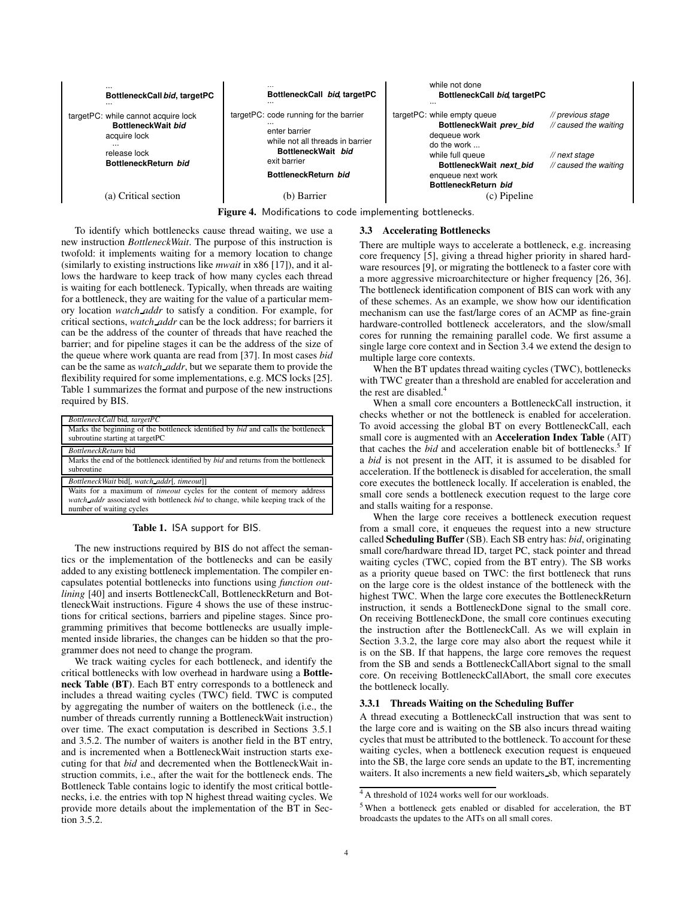```
...
BottleneckCall bid, targetPC
...

targetPC: while cannot acquire lock
              BottleneckWait bid
          acquire lock
            ...
          release lock
          BottleneckReturn bid
```

(a) Critical section

```
...
BottleneckCall bid, targetPC
...

targetPC: code running for the barrier
          ...
          enter barrier
          while not all threads in barrier
              BottleneckWait bid
          exit barrier

          BottleneckReturn bid
```

(b) Barrier

```
while not done
    BottleneckCall bid, targetPC
    ...

targetPC: while empty queue              // previous stage
              BottleneckWait prev_bid    // caused the waiting
          dequeue work
          do the work ...
          while full queue               // next stage
              BottleneckWait next_bid    // caused the waiting
          enqueue next work
          BottleneckReturn bid
```

(c) Pipeline

**Figure 4.** Modifications to code implementing bottlenecks.

To identify which bottlenecks cause thread waiting, we use a new instruction *BottleneckWait*. The purpose of this instruction is twofold: it implements waiting for a memory location to change (similarly to existing instructions like *mwait* in x86 [17]), and it allows the hardware to keep track of how many cycles each thread is waiting for each bottleneck. Typically, when threads are waiting for a bottleneck, they are waiting for the value of a particular memory location *watch_addr* to satisfy a condition. For example, for critical sections, *watch_addr* can be the lock address; for barriers it can be the address of the counter of threads that have reached the barrier; and for pipeline stages it can be the address of the size of the queue where work quanta are read from [37]. In most cases *bid* can be the same as *watch_addr*, but we separate them to provide the flexibility required for some implementations, e.g. MCS locks [25]. Table 1 summarizes the format and purpose of the new instructions required by BIS.

| |
|---|
| *BottleneckCall* bid, *targetPC* |
| Marks the beginning of the bottleneck identified by *bid* and calls the bottleneck subroutine starting at targetPC |
| *BottleneckReturn* bid |
| Marks the end of the bottleneck identified by *bid* and returns from the bottleneck subroutine |
| *BottleneckWait* bid[, *watch_addr*[, *timeout*]] |
| Waits for a maximum of *timeout* cycles for the content of memory address *watch_addr* associated with bottleneck *bid* to change, while keeping track of the number of waiting cycles |

**Table 1.** ISA support for BIS.

The new instructions required by BIS do not affect the semantics or the implementation of the bottlenecks and can be easily added to any existing bottleneck implementation. The compiler encapsulates potential bottlenecks into functions using *function outlining* [40] and inserts BottleneckCall, BottleneckReturn and BottleneckWait instructions. Figure 4 shows the use of these instructions for critical sections, barriers and pipeline stages. Since programming primitives that become bottlenecks are usually implemented inside libraries, the changes can be hidden so that the programmer does not need to change the program.

We track waiting cycles for each bottleneck, and identify the critical bottlenecks with low overhead in hardware using a **Bottleneck Table (BT)**. Each BT entry corresponds to a bottleneck and includes a thread waiting cycles (TWC) field. TWC is computed by aggregating the number of waiters on the bottleneck (i.e., the number of threads currently running a BottleneckWait instruction) over time. The exact computation is described in Sections 3.5.1 and 3.5.2. The number of waiters is another field in the BT entry, and is incremented when a BottleneckWait instruction starts executing for that *bid* and decremented when the BottleneckWait instruction commits, i.e., after the wait for the bottleneck ends. The Bottleneck Table contains logic to identify the most critical bottlenecks, i.e. the entries with top N highest thread waiting cycles. We provide more details about the implementation of the BT in Section 3.5.2.

### 3.3 Accelerating Bottlenecks

There are multiple ways to accelerate a bottleneck, e.g. increasing core frequency [5], giving a thread higher priority in shared hardware resources [9], or migrating the bottleneck to a faster core with a more aggressive microarchitecture or higher frequency [26, 36]. The bottleneck identification component of BIS can work with any of these schemes. As an example, we show how our identification mechanism can use the fast/large cores of an ACMP as fine-grain hardware-controlled bottleneck accelerators, and the slow/small cores for running the remaining parallel code. We first assume a single large core context and in Section 3.4 we extend the design to multiple large core contexts.

When the BT updates thread waiting cycles (TWC), bottlenecks with TWC greater than a threshold are enabled for acceleration and the rest are disabled.[4]

When a small core encounters a BottleneckCall instruction, it checks whether or not the bottleneck is enabled for acceleration. To avoid accessing the global BT on every BottleneckCall, each small core is augmented with an **Acceleration Index Table** (AIT) that caches the *bid* and acceleration enable bit of bottlenecks.[5] If a *bid* is not present in the AIT, it is assumed to be disabled for acceleration. If the bottleneck is disabled for acceleration, the small core executes the bottleneck locally. If acceleration is enabled, the small core sends a bottleneck execution request to the large core and stalls waiting for a response.

When the large core receives a bottleneck execution request from a small core, it enqueues the request into a new structure called **Scheduling Buffer** (SB). Each SB entry has: *bid*, originating small core/hardware thread ID, target PC, stack pointer and thread waiting cycles (TWC, copied from the BT entry). The SB works as a priority queue based on TWC: the first bottleneck that runs on the large core is the oldest instance of the bottleneck with the highest TWC. When the large core executes the BottleneckReturn instruction, it sends a BottleneckDone signal to the small core. On receiving BottleneckDone, the small core continues executing the instruction after the BottleneckCall. As we will explain in Section 3.3.2, the large core may also abort the request while it is on the SB. If that happens, the large core removes the request from the SB and sends a BottleneckCallAbort signal to the small core. On receiving BottleneckCallAbort, the small core executes the bottleneck locally.

#### 3.3.1 Threads Waiting on the Scheduling Buffer

A thread executing a BottleneckCall instruction that was sent to the large core and is waiting on the SB also incurs thread waiting cycles that must be attributed to the bottleneck. To account for these waiting cycles, when a bottleneck execution request is enqueued into the SB, the large core sends an update to the BT, incrementing waiters. It also increments a new field waiters_sb, which separately

[4] A threshold of 1024 works well for our workloads.

[5] When a bottleneck gets enabled or disabled for acceleration, the BT broadcasts the updates to the AITs on all small cores.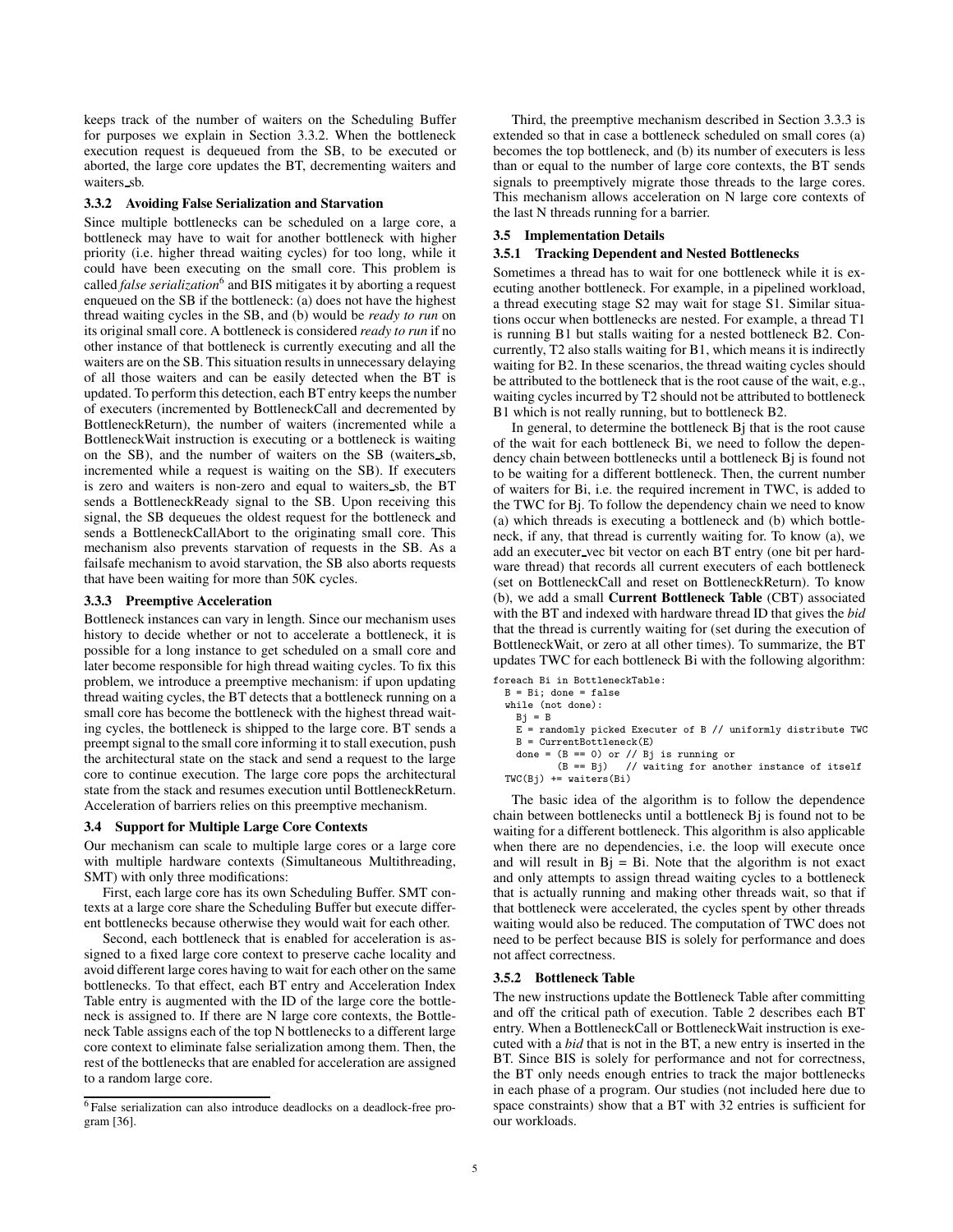keeps track of the number of waiters on the Scheduling Buffer for purposes we explain in Section 3.3.2. When the bottleneck execution request is dequeued from the SB, to be executed or aborted, the large core updates the BT, decrementing waiters and waiters_sb.

### 3.3.2 Avoiding False Serialization and Starvation

Since multiple bottlenecks can be scheduled on a large core, a bottleneck may have to wait for another bottleneck with higher priority (i.e. higher thread waiting cycles) for too long, while it could have been executing on the small core. This problem is called *false serialization*[6] and BIS mitigates it by aborting a request enqueued on the SB if the bottleneck: (a) does not have the highest thread waiting cycles in the SB, and (b) would be *ready to run* on its original small core. A bottleneck is considered *ready to run* if no other instance of that bottleneck is currently executing and all the waiters are on the SB. This situation results in unnecessary delaying of all those waiters and can be easily detected when the BT is updated. To perform this detection, each BT entry keeps the number of executers (incremented by BottleneckCall and decremented by BottleneckReturn), the number of waiters (incremented while a BottleneckWait instruction is executing or a bottleneck is waiting on the SB), and the number of waiters on the SB (waiters_sb, incremented while a request is waiting on the SB). If executers is zero and waiters is non-zero and equal to waiters_sb, the BT sends a BottleneckReady signal to the SB. Upon receiving this signal, the SB dequeues the oldest request for the bottleneck and sends a BottleneckCallAbort to the originating small core. This mechanism also prevents starvation of requests in the SB. As a failsafe mechanism to avoid starvation, the SB also aborts requests that have been waiting for more than 50K cycles.

### 3.3.3 Preemptive Acceleration

Bottleneck instances can vary in length. Since our mechanism uses history to decide whether or not to accelerate a bottleneck, it is possible for a long instance to get scheduled on a small core and later become responsible for high thread waiting cycles. To fix this problem, we introduce a preemptive mechanism: if upon updating thread waiting cycles, the BT detects that a bottleneck running on a small core has become the bottleneck with the highest thread waiting cycles, the bottleneck is shipped to the large core. BT sends a preempt signal to the small core informing it to stall execution, push the architectural state on the stack and send a request to the large core to continue execution. The large core pops the architectural state from the stack and resumes execution until BottleneckReturn. Acceleration of barriers relies on this preemptive mechanism.

## 3.4 Support for Multiple Large Core Contexts

Our mechanism can scale to multiple large cores or a large core with multiple hardware contexts (Simultaneous Multithreading, SMT) with only three modifications:

First, each large core has its own Scheduling Buffer. SMT contexts at a large core share the Scheduling Buffer but execute different bottlenecks because otherwise they would wait for each other.

Second, each bottleneck that is enabled for acceleration is assigned to a fixed large core context to preserve cache locality and avoid different large cores having to wait for each other on the same bottlenecks. To that effect, each BT entry and Acceleration Index Table entry is augmented with the ID of the large core the bottleneck is assigned to. If there are N large core contexts, the Bottleneck Table assigns each of the top N bottlenecks to a different large core context to eliminate false serialization among them. Then, the rest of the bottlenecks that are enabled for acceleration are assigned to a random large core.

Third, the preemptive mechanism described in Section 3.3.3 is extended so that in case a bottleneck scheduled on small cores (a) becomes the top bottleneck, and (b) its number of executers is less than or equal to the number of large core contexts, the BT sends signals to preemptively migrate those threads to the large cores. This mechanism allows acceleration on N large core contexts of the last N threads running for a barrier.

## 3.5 Implementation Details

### 3.5.1 Tracking Dependent and Nested Bottlenecks

Sometimes a thread has to wait for one bottleneck while it is executing another bottleneck. For example, in a pipelined workload, a thread executing stage S2 may wait for stage S1. Similar situations occur when bottlenecks are nested. For example, a thread T1 is running B1 but stalls waiting for a nested bottleneck B2. Concurrently, T2 also stalls waiting for B1, which means it is indirectly waiting for B2. In these scenarios, the thread waiting cycles should be attributed to the bottleneck that is the root cause of the wait, e.g., waiting cycles incurred by T2 should not be attributed to bottleneck B1 which is not really running, but to bottleneck B2.

In general, to determine the bottleneck Bj that is the root cause of the wait for each bottleneck Bi, we need to follow the dependency chain between bottlenecks until a bottleneck Bj is found not to be waiting for a different bottleneck. Then, the current number of waiters for Bi, i.e. the required increment in TWC, is added to the TWC for Bj. To follow the dependency chain we need to know (a) which threads is executing a bottleneck and (b) which bottleneck, if any, that thread is currently waiting for. To know (a), we add an executer_vec bit vector on each BT entry (one bit per hardware thread) that records all current executers of each bottleneck (set on BottleneckCall and reset on BottleneckReturn). To know (b), we add a small **Current Bottleneck Table** (CBT) associated with the BT and indexed with hardware thread ID that gives the *bid* that the thread is currently waiting for (set during the execution of BottleneckWait, or zero at all other times). To summarize, the BT updates TWC for each bottleneck Bi with the following algorithm:

```
foreach Bi in BottleneckTable:
  B = Bi; done = false
  while (not done):
    Bj = B
    E = randomly picked Executer of B // uniformly distribute TWC
    B = CurrentBottleneck(E)
    done = (B == 0) or // Bj is running or
           (B == Bj)   // waiting for another instance of itself
  TWC(Bj) += waiters(Bi)
```

The basic idea of the algorithm is to follow the dependence chain between bottlenecks until a bottleneck Bj is found not to be waiting for a different bottleneck. This algorithm is also applicable when there are no dependencies, i.e. the loop will execute once and will result in Bj = Bi. Note that the algorithm is not exact and only attempts to assign thread waiting cycles to a bottleneck that is actually running and making other threads wait, so that if that bottleneck were accelerated, the cycles spent by other threads waiting would also be reduced. The computation of TWC does not need to be perfect because BIS is solely for performance and does not affect correctness.

### 3.5.2 Bottleneck Table

The new instructions update the Bottleneck Table after committing and off the critical path of execution. Table 2 describes each BT entry. When a BottleneckCall or BottleneckWait instruction is executed with a *bid* that is not in the BT, a new entry is inserted in the BT. Since BIS is solely for performance and not for correctness, the BT only needs enough entries to track the major bottlenecks in each phase of a program. Our studies (not included here due to space constraints) show that a BT with 32 entries is sufficient for our workloads.

[6] False serialization can also introduce deadlocks on a deadlock-free program [36].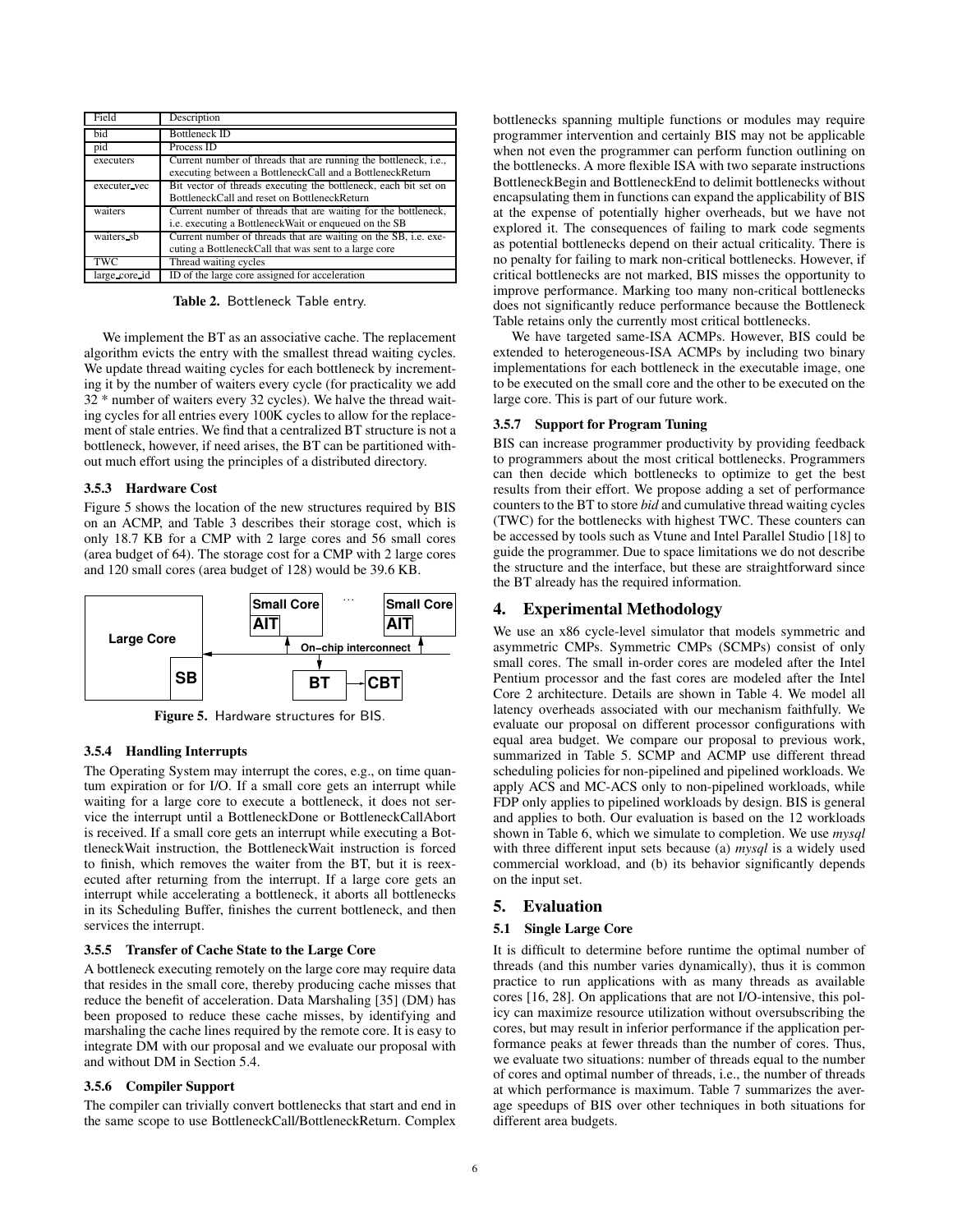| Field | Description |
|---|---|
| bid | Bottleneck ID |
| pid | Process ID |
| executers | Current number of threads that are running the bottleneck, i.e., executing between a BottleneckCall and a BottleneckReturn |
| executer_vec | Bit vector of threads executing the bottleneck, each bit set on BottleneckCall and reset on BottleneckReturn |
| waiters | Current number of threads that are waiting for the bottleneck, i.e. executing a BottleneckWait or enqueued on the SB |
| waiters_sb | Current number of threads that are waiting on the SB, i.e. executing a BottleneckCall that was sent to a large core |
| TWC | Thread waiting cycles |
| large_core_id | ID of the large core assigned for acceleration |

**Table 2.** Bottleneck Table entry.

We implement the BT as an associative cache. The replacement algorithm evicts the entry with the smallest thread waiting cycles. We update thread waiting cycles for each bottleneck by incrementing it by the number of waiters every cycle (for practicality we add 32 * number of waiters every 32 cycles). We halve the thread waiting cycles for all entries every 100K cycles to allow for the replacement of stale entries. We find that a centralized BT structure is not a bottleneck, however, if need arises, the BT can be partitioned without much effort using the principles of a distributed directory.

### 3.5.3 Hardware Cost

Figure 5 shows the location of the new structures required by BIS on an ACMP, and Table 3 describes their storage cost, which is only 18.7 KB for a CMP with 2 large cores and 56 small cores (area budget of 64). The storage cost for a CMP with 2 large cores and 120 small cores (area budget of 128) would be 39.6 KB.

**Figure 5.** Hardware structures for BIS.

### 3.5.4 Handling Interrupts

The Operating System may interrupt the cores, e.g., on time quantum expiration or for I/O. If a small core gets an interrupt while waiting for a large core to execute a bottleneck, it does not service the interrupt until a BottleneckDone or BottleneckCallAbort is received. If a small core gets an interrupt while executing a BottleneckWait instruction, the BottleneckWait instruction is forced to finish, which removes the waiter from the BT, but it is reexecuted after returning from the interrupt. If a large core gets an interrupt while accelerating a bottleneck, it aborts all bottlenecks in its Scheduling Buffer, finishes the current bottleneck, and then services the interrupt.

### 3.5.5 Transfer of Cache State to the Large Core

A bottleneck executing remotely on the large core may require data that resides in the small core, thereby producing cache misses that reduce the benefit of acceleration. Data Marshaling [35] (DM) has been proposed to reduce these cache misses, by identifying and marshaling the cache lines required by the remote core. It is easy to integrate DM with our proposal and we evaluate our proposal with and without DM in Section 5.4.

### 3.5.6 Compiler Support

The compiler can trivially convert bottlenecks that start and end in the same scope to use BottleneckCall/BottleneckReturn. Complex bottlenecks spanning multiple functions or modules may require programmer intervention and certainly BIS may not be applicable when not even the programmer can perform function outlining on the bottlenecks. A more flexible ISA with two separate instructions BottleneckBegin and BottleneckEnd to delimit bottlenecks without encapsulating them in functions can expand the applicability of BIS at the expense of potentially higher overheads, but we have not explored it. The consequences of failing to mark code segments as potential bottlenecks depend on their actual criticality. There is no penalty for failing to mark non-critical bottlenecks. However, if critical bottlenecks are not marked, BIS misses the opportunity to improve performance. Marking too many non-critical bottlenecks does not significantly reduce performance because the Bottleneck Table retains only the currently most critical bottlenecks.

We have targeted same-ISA ACMPs. However, BIS could be extended to heterogeneous-ISA ACMPs by including two binary implementations for each bottleneck in the executable image, one to be executed on the small core and the other to be executed on the large core. This is part of our future work.

### 3.5.7 Support for Program Tuning

BIS can increase programmer productivity by providing feedback to programmers about the most critical bottlenecks. Programmers can then decide which bottlenecks to optimize to get the best results from their effort. We propose adding a set of performance counters to the BT to store *bid* and cumulative thread waiting cycles (TWC) for the bottlenecks with highest TWC. These counters can be accessed by tools such as Vtune and Intel Parallel Studio [18] to guide the programmer. Due to space limitations we do not describe the structure and the interface, but these are straightforward since the BT already has the required information.

## 4. Experimental Methodology

We use an x86 cycle-level simulator that models symmetric and asymmetric CMPs. Symmetric CMPs (SCMPs) consist of only small cores. The small in-order cores are modeled after the Intel Pentium processor and the fast cores are modeled after the Intel Core 2 architecture. Details are shown in Table 4. We model all latency overheads associated with our mechanism faithfully. We evaluate our proposal on different processor configurations with equal area budget. We compare our proposal to previous work, summarized in Table 5. SCMP and ACMP use different thread scheduling policies for non-pipelined and pipelined workloads. We apply ACS and MC-ACS only to non-pipelined workloads, while FDP only applies to pipelined workloads by design. BIS is general and applies to both. Our evaluation is based on the 12 workloads shown in Table 6, which we simulate to completion. We use *mysql* with three different input sets because (a) *mysql* is a widely used commercial workload, and (b) its behavior significantly depends on the input set.

## 5. Evaluation

### 5.1 Single Large Core

It is difficult to determine before runtime the optimal number of threads (and this number varies dynamically), thus it is common practice to run applications with as many threads as available cores [16, 28]. On applications that are not I/O-intensive, this policy can maximize resource utilization without oversubscribing the cores, but may result in inferior performance if the application performance peaks at fewer threads than the number of cores. Thus, we evaluate two situations: number of threads equal to the number of cores and optimal number of threads, i.e., the number of threads at which performance is maximum. Table 7 summarizes the average speedups of BIS over other techniques in both situations for different area budgets.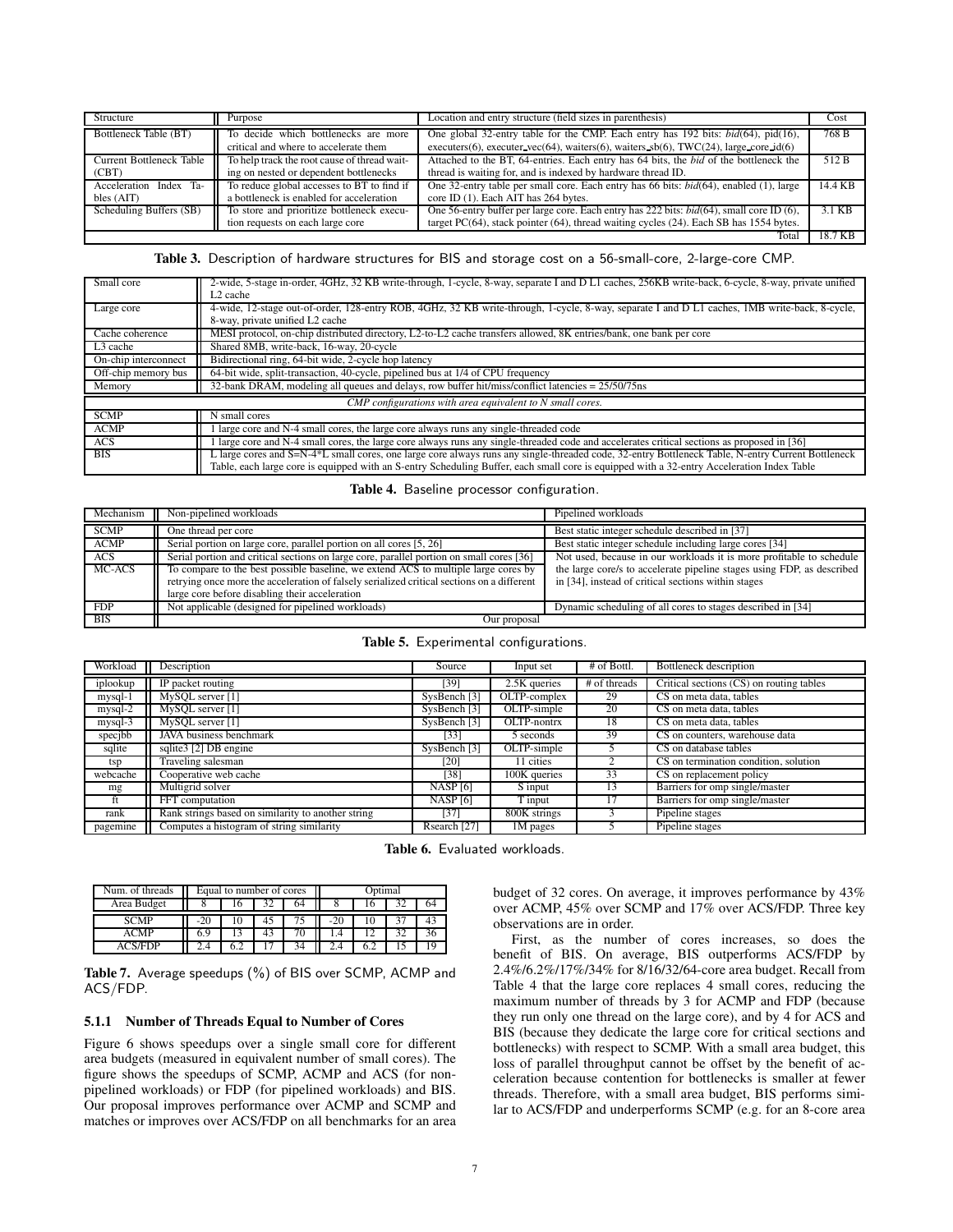| Structure | Purpose | Location and entry structure (field sizes in parenthesis) | Cost |
|---|---|---|---|
| Bottleneck Table (BT) | To decide which bottlenecks are more critical and where to accelerate them | One global 32-entry table for the CMP. Each entry has 192 bits: *bid*(64), pid(16), executers(6), executer_vec(64), waiters(6), waiters_sb(6), TWC(24), large_core_id(6) | 768 B |
| Current Bottleneck Table (CBT) | To help track the root cause of thread waiting on nested or dependent bottlenecks | Attached to the BT, 64-entries. Each entry has 64 bits, the *bid* of the bottleneck the thread is waiting for, and is indexed by hardware thread ID. | 512 B |
| Acceleration Index Tables (AIT) | To reduce global accesses to BT to find if a bottleneck is enabled for acceleration | One 32-entry table per small core. Each entry has 66 bits: *bid*(64), enabled (1), large core ID (1). Each AIT has 264 bytes. | 14.4 KB |
| Scheduling Buffers (SB) | To store and prioritize bottleneck execution requests on each large core | One 56-entry buffer per large core. Each entry has 222 bits: *bid*(64), small core ID (6), target PC(64), stack pointer (64), thread waiting cycles (24). Each SB has 1554 bytes. | 3.1 KB |
| | | Total | 18.7 KB |

**Table 3.** Description of hardware structures for BIS and storage cost on a 56-small-core, 2-large-core CMP.

| | |
|---|---|
| Small core | 2-wide, 5-stage in-order, 4GHz, 32 KB write-through, 1-cycle, 8-way, separate I and D L1 caches, 256KB write-back, 6-cycle, 8-way, private unified L2 cache |
| Large core | 4-wide, 12-stage out-of-order, 128-entry ROB, 4GHz, 32 KB write-through, 1-cycle, 8-way, separate I and D L1 caches, 1MB write-back, 8-cycle, 8-way, private unified L2 cache |
| Cache coherence | MESI protocol, on-chip distributed directory, L2-to-L2 cache transfers allowed, 8K entries/bank, one bank per core |
| L3 cache | Shared 8MB, write-back, 16-way, 20-cycle |
| On-chip interconnect | Bidirectional ring, 64-bit wide, 2-cycle hop latency |
| Off-chip memory bus | 64-bit wide, split-transaction, 40-cycle, pipelined bus at 1/4 of CPU frequency |
| Memory | 32-bank DRAM, modeling all queues and delays, row buffer hit/miss/conflict latencies = 25/50/75ns |
| | *CMP configurations with area equivalent to N small cores.* |
| SCMP | N small cores |
| ACMP | 1 large core and N-4 small cores, the large core always runs any single-threaded code |
| ACS | 1 large core and N-4 small cores, the large core always runs any single-threaded code and accelerates critical sections as proposed in [36] |
| BIS | L large cores and S=N-4*L small cores, one large core always runs any single-threaded code, 32-entry Bottleneck Table, N-entry Current Bottleneck Table, each large core is equipped with an S-entry Scheduling Buffer, each small core is equipped with a 32-entry Acceleration Index Table |

**Table 4.** Baseline processor configuration.

| Mechanism | Non-pipelined workloads | Pipelined workloads |
|---|---|---|
| SCMP | One thread per core | Best static integer schedule described in [37] |
| ACMP | Serial portion on large core, parallel portion on all cores [5, 26] | Best static integer schedule including large cores [34] |
| ACS | Serial portion and critical sections on large core, parallel portion on small cores [36] | Not used, because in our workloads it is more profitable to schedule the large core/s to accelerate pipeline stages using FDP, as described in [34], instead of critical sections within stages |
| MC-ACS | To compare to the best possible baseline, we extend ACS to multiple large cores by retrying once more the acceleration of falsely serialized critical sections on a different large core before disabling their acceleration | |
| FDP | Not applicable (designed for pipelined workloads) | Dynamic scheduling of all cores to stages described in [34] |
| BIS | Our proposal | |

**Table 5.** Experimental configurations.

| Workload | Description | Source | Input set | # of Bottl. | Bottleneck description |
|---|---|---|---|---|---|
| iplookup | IP packet routing | [39] | 2.5K queries | # of threads | Critical sections (CS) on routing tables |
| mysql-1 | MySQL server [1] | SysBench [3] | OLTP-complex | 29 | CS on meta data, tables |
| mysql-2 | MySQL server [1] | SysBench [3] | OLTP-simple | 20 | CS on meta data, tables |
| mysql-3 | MySQL server [1] | SysBench [3] | OLTP-nontrx | 18 | CS on meta data, tables |
| specjbb | JAVA business benchmark | [33] | 5 seconds | 39 | CS on counters, warehouse data |
| sqlite | sqlite3 [2] DB engine | SysBench [3] | OLTP-simple | 5 | CS on database tables |
| tsp | Traveling salesman | [20] | 11 cities | 2 | CS on termination condition, solution |
| webcache | Cooperative web cache | [38] | 100K queries | 33 | CS on replacement policy |
| mg | Multigrid solver | NASP [6] | S input | 13 | Barriers for omp single/master |
| ft | FFT computation | NASP [6] | T input | 17 | Barriers for omp single/master |
| rank | Rank strings based on similarity to another string | [37] | 800K strings | 3 | Pipeline stages |
| pagemine | Computes a histogram of string similarity | Rsearch [27] | 1M pages | 5 | Pipeline stages |

**Table 6.** Evaluated workloads.

| Num. of threads | Equal to number of cores | | | | Optimal | | | |
|---|---|---|---|---|---|---|---|---|
| Area Budget | 8 | 16 | 32 | 64 | 8 | 16 | 32 | 64 |
| SCMP | -20 | 10 | 45 | 75 | -20 | 10 | 37 | 43 |
| ACMP | 6.9 | 13 | 43 | 70 | 1.4 | 12 | 32 | 36 |
| ACS/FDP | 2.4 | 6.2 | 17 | 34 | 2.4 | 6.2 | 15 | 19 |

**Table 7.** Average speedups (%) of BIS over SCMP, ACMP and ACS/FDP.

#### 5.1.1 Number of Threads Equal to Number of Cores

Figure 6 shows speedups over a single small core for different area budgets (measured in equivalent number of small cores). The figure shows the speedups of SCMP, ACMP and ACS (for non-pipelined workloads) or FDP (for pipelined workloads) and BIS. Our proposal improves performance over ACMP and SCMP and matches or improves over ACS/FDP on all benchmarks for an area budget of 32 cores. On average, it improves performance by 43% over ACMP, 45% over SCMP and 17% over ACS/FDP. Three key observations are in order.

First, as the number of cores increases, so does the benefit of BIS. On average, BIS outperforms ACS/FDP by 2.4%/6.2%/17%/34% for 8/16/32/64-core area budget. Recall from Table 4 that the large core replaces 4 small cores, reducing the maximum number of threads by 3 for ACMP and FDP (because they run only one thread on the large core), and by 4 for ACS and BIS (because they dedicate the large core for critical sections and bottlenecks) with respect to SCMP. With a small area budget, this loss of parallel throughput cannot be offset by the benefit of acceleration because contention for bottlenecks is smaller at fewer threads. Therefore, with a small area budget, BIS performs similar to ACS/FDP and underperforms SCMP (e.g. for an 8-core area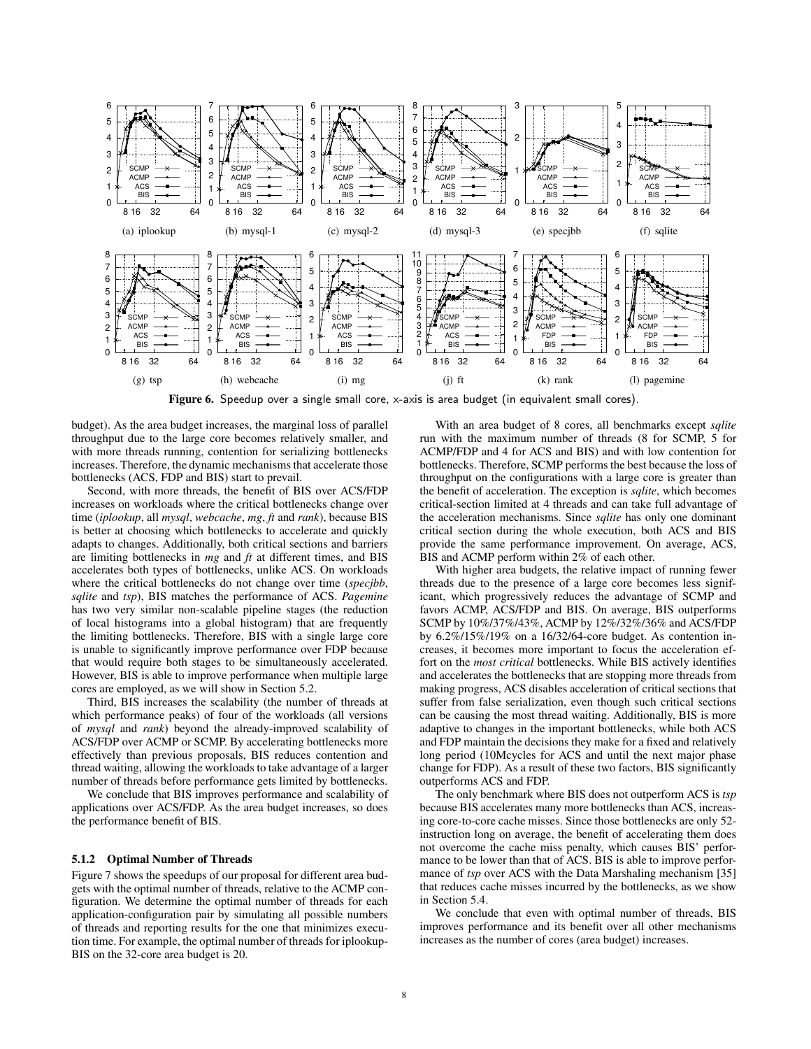6
5
4
3
2
1
0
8 16 32 64
SCMP
ACMP
ACS
BIS

(a) iplookup

7
6
5
4
3
2
1
0
8 16 32 64
SCMP
ACMP
ACS
BIS

(b) mysql-1

6
5
4
3
2
1
0
8 16 32 64
SCMP
ACMP
ACS
BIS

(c) mysql-2

8
7
6
5
4
3
2
1
8 16 32 64
SCMP
ACMP
ACS
BIS

(d) mysql-3

3
2
1
0
8 16 32 64
SCMP
ACMP
ACS
BIS

(e) specjbb

5
4
3
2
1
0
8 16 32 64
SCMP
ACMP
ACS
BIS

(f) sqlite

8
7
6
5
4
3
2
1
0
8 16 32 64
SCMP
ACMP
ACS
BIS

(g) tsp

8
7
6
5
4
3
2
1
0
8 16 32 64
SCMP
ACMP
ACS
BIS

(h) webcache

6
5
4
3
2
1
0
8 16 32 64
SCMP
ACMP
ACS
BIS

(i) mg

11
10
9
8
7
6
5
4
3
2
1
0
8 16 32 64
SCMP
ACMP
ACS
BIS

(j) ft

7
6
5
4
3
2
1
0
8 16 32 64
SCMP
ACMP
FDP
BIS

(k) rank

6
5
4
3
2
1
0
8 16 32 64
SCMP
ACMP
FDP
BIS

(l) pagemine

**Figure 6.** Speedup over a single small core, x-axis is area budget (in equivalent small cores).

budget). As the area budget increases, the marginal loss of parallel throughput due to the large core becomes relatively smaller, and with more threads running, contention for serializing bottlenecks increases. Therefore, the dynamic mechanisms that accelerate those bottlenecks (ACS, FDP and BIS) start to prevail.

Second, with more threads, the benefit of BIS over ACS/FDP increases on workloads where the critical bottlenecks change over time (*iplookup*, all *mysql*, *webcache*, *mg*, *ft* and *rank*), because BIS is better at choosing which bottlenecks to accelerate and quickly adapts to changes. Additionally, both critical sections and barriers are limiting bottlenecks in *mg* and *ft* at different times, and BIS accelerates both types of bottlenecks, unlike ACS. On workloads where the critical bottlenecks do not change over time (*specjbb*, *sqlite* and *tsp*), BIS matches the performance of ACS. *Pagemine* has two very similar non-scalable pipeline stages (the reduction of local histograms into a global histogram) that are frequently the limiting bottlenecks. Therefore, BIS with a single large core is unable to significantly improve performance over FDP because that would require both stages to be simultaneously accelerated. However, BIS is able to improve performance when multiple large cores are employed, as we will show in Section 5.2.

Third, BIS increases the scalability (the number of threads at which performance peaks) of four of the workloads (all versions of *mysql* and *rank*) beyond the already-improved scalability of ACS/FDP over ACMP or SCMP. By accelerating bottlenecks more effectively than previous proposals, BIS reduces contention and thread waiting, allowing the workloads to take advantage of a larger number of threads before performance gets limited by bottlenecks.

We conclude that BIS improves performance and scalability of applications over ACS/FDP. As the area budget increases, so does the performance benefit of BIS.

### 5.1.2 Optimal Number of Threads

Figure 7 shows the speedups of our proposal for different area budgets with the optimal number of threads, relative to the ACMP configuration. We determine the optimal number of threads for each application-configuration pair by simulating all possible numbers of threads and reporting results for the one that minimizes execution time. For example, the optimal number of threads for iplookup-BIS on the 32-core area budget is 20.

With an area budget of 8 cores, all benchmarks except *sqlite* run with the maximum number of threads (8 for SCMP, 5 for ACMP/FDP and 4 for ACS and BIS) and with low contention for bottlenecks. Therefore, SCMP performs the best because the loss of throughput on the configurations with a large core is greater than the benefit of acceleration. The exception is *sqlite*, which becomes critical-section limited at 4 threads and can take full advantage of the acceleration mechanisms. Since *sqlite* has only one dominant critical section during the whole execution, both ACS and BIS provide the same performance improvement. On average, ACS, BIS and ACMP perform within 2% of each other.

With higher area budgets, the relative impact of running fewer threads due to the presence of a large core becomes less significant, which progressively reduces the advantage of SCMP and favors ACMP, ACS/FDP and BIS. On average, BIS outperforms SCMP by 10%/37%/43%, ACMP by 12%/32%/36% and ACS/FDP by 6.2%/15%/19% on a 16/32/64-core budget. As contention increases, it becomes more important to focus the acceleration effort on the *most critical* bottlenecks. While BIS actively identifies and accelerates the bottlenecks that are stopping more threads from making progress, ACS disables acceleration of critical sections that suffer from false serialization, even though such critical sections can be causing the most thread waiting. Additionally, BIS is more adaptive to changes in the important bottlenecks, while both ACS and FDP maintain the decisions they make for a fixed and relatively long period (10Mcycles for ACS and until the next major phase change for FDP). As a result of these two factors, BIS significantly outperforms ACS and FDP.

The only benchmark where BIS does not outperform ACS is *tsp* because BIS accelerates many more bottlenecks than ACS, increasing core-to-core cache misses. Since those bottlenecks are only 52-instruction long on average, the benefit of accelerating them does not overcome the cache miss penalty, which causes BIS' performance to be lower than that of ACS. BIS is able to improve performance of *tsp* over ACS with the Data Marshaling mechanism [35] that reduces cache misses incurred by the bottlenecks, as we show in Section 5.4.

We conclude that even with optimal number of threads, BIS improves performance and its benefit over all other mechanisms increases as the number of cores (area budget) increases.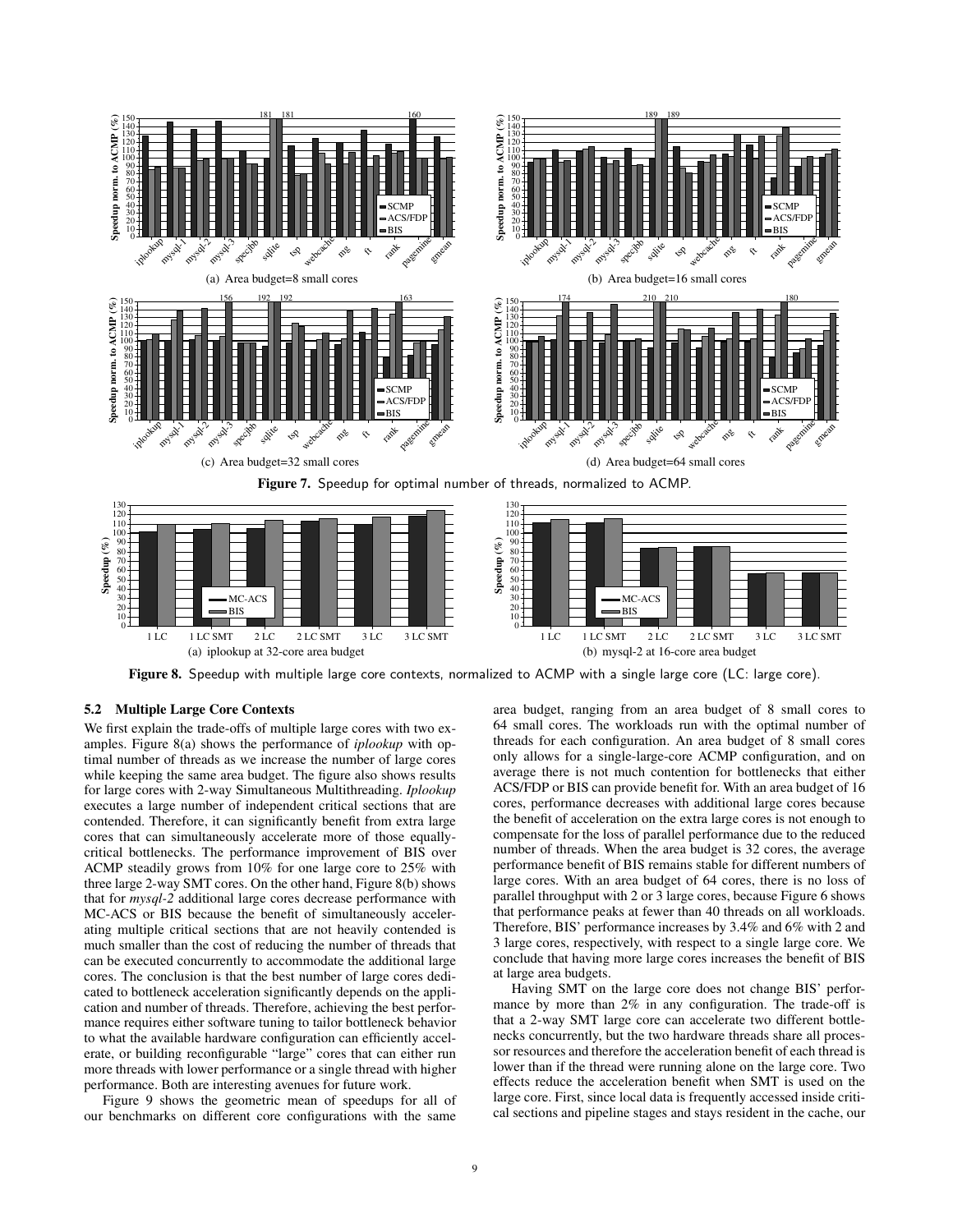Figure 7. Speedup for optimal number of threads, normalized to ACMP.

Figure 8. Speedup with multiple large core contexts, normalized to ACMP with a single large core (LC: large core).

### 5.2 Multiple Large Core Contexts

We first explain the trade-offs of multiple large cores with two examples. Figure 8(a) shows the performance of *iplookup* with optimal number of threads as we increase the number of large cores while keeping the same area budget. The figure also shows results for large cores with 2-way Simultaneous Multithreading. *Iplookup* executes a large number of independent critical sections that are contended. Therefore, it can significantly benefit from extra large cores that can simultaneously accelerate more of those equally-critical bottlenecks. The performance improvement of BIS over ACMP steadily grows from 10% for one large core to 25% with three large 2-way SMT cores. On the other hand, Figure 8(b) shows that for *mysql-2* additional large cores decrease performance with MC-ACS or BIS because the benefit of simultaneously accelerating multiple critical sections that are not heavily contended is much smaller than the cost of reducing the number of threads that can be executed concurrently to accommodate the additional large cores. The conclusion is that the best number of large cores dedicated to bottleneck acceleration significantly depends on the application and number of threads. Therefore, achieving the best performance requires either software tuning to tailor bottleneck behavior to what the available hardware configuration can efficiently accelerate, or building reconfigurable "large" cores that can either run more threads with lower performance or a single thread with higher performance. Both are interesting avenues for future work.

Figure 9 shows the geometric mean of speedups for all of our benchmarks on different core configurations with the same area budget, ranging from an area budget of 8 small cores to 64 small cores. The workloads run with the optimal number of threads for each configuration. An area budget of 8 small cores only allows for a single-large-core ACMP configuration, and on average there is not much contention for bottlenecks that either ACS/FDP or BIS can provide benefit for. With an area budget of 16 cores, performance decreases with additional large cores because the benefit of acceleration on the extra large cores is not enough to compensate for the loss of parallel performance due to the reduced number of threads. When the area budget is 32 cores, the average performance benefit of BIS remains stable for different numbers of large cores. With an area budget of 64 cores, there is no loss of parallel throughput with 2 or 3 large cores, because Figure 6 shows that performance peaks at fewer than 40 threads on all workloads. Therefore, BIS' performance increases by 3.4% and 6% with 2 and 3 large cores, respectively, with respect to a single large core. We conclude that having more large cores increases the benefit of BIS at large area budgets.

Having SMT on the large core does not change BIS' performance by more than 2% in any configuration. The trade-off is that a 2-way SMT large core can accelerate two different bottlenecks concurrently, but the two hardware threads share all processor resources and therefore the acceleration benefit of each thread is lower than if the thread were running alone on the large core. Two effects reduce the acceleration benefit when SMT is used on the large core. First, since local data is frequently accessed inside critical sections and pipeline stages and stays resident in the cache, our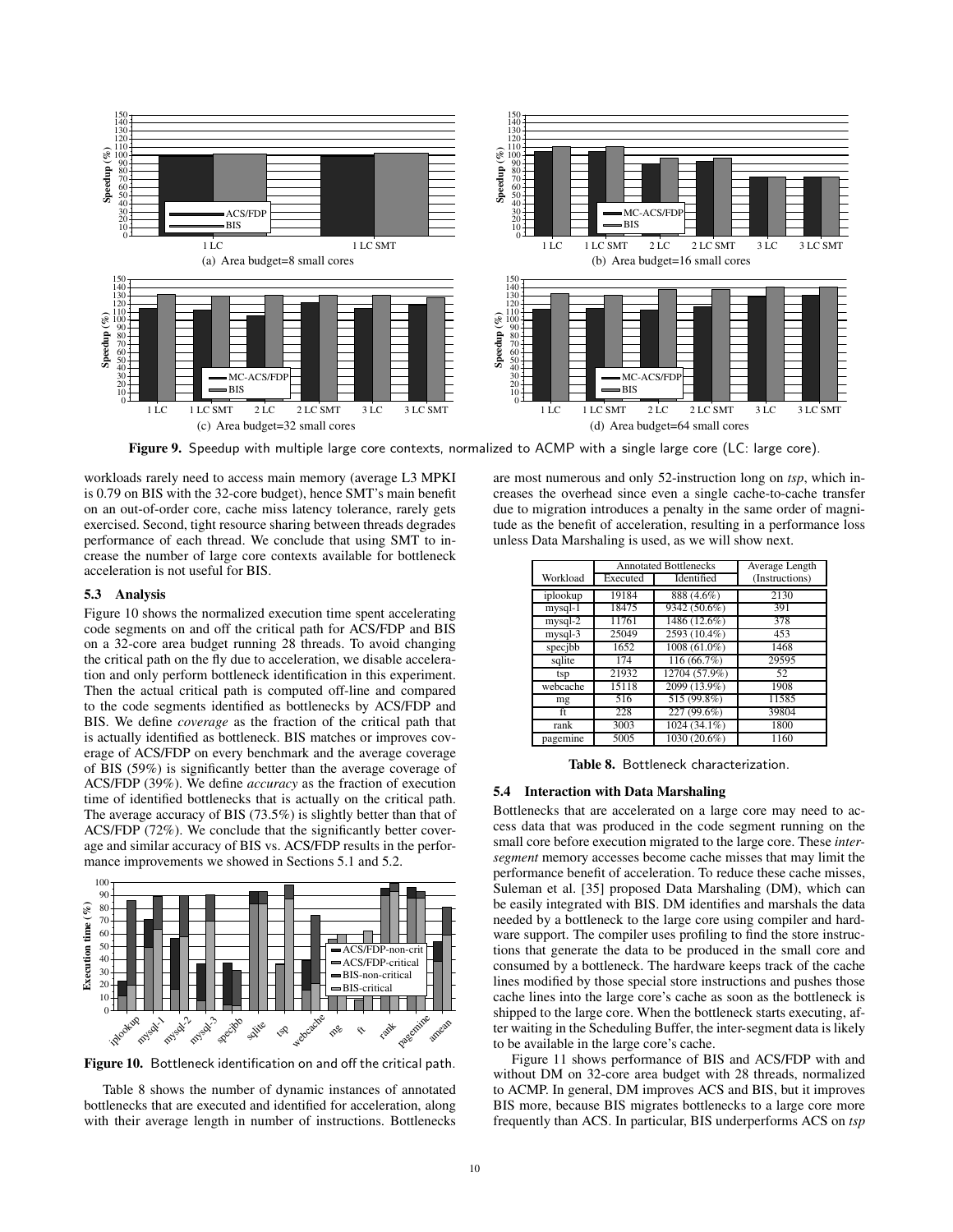Figure 9. Speedup with multiple large core contexts, normalized to ACMP with a single large core (LC: large core).

workloads rarely need to access main memory (average L3 MPKI is 0.79 on BIS with the 32-core budget), hence SMT's main benefit on an out-of-order core, cache miss latency tolerance, rarely gets exercised. Second, tight resource sharing between threads degrades performance of each thread. We conclude that using SMT to increase the number of large core contexts available for bottleneck acceleration is not useful for BIS.

### 5.3 Analysis

Figure 10 shows the normalized execution time spent accelerating code segments on and off the critical path for ACS/FDP and BIS on a 32-core area budget running 28 threads. To avoid changing the critical path on the fly due to acceleration, we disable acceleration and only perform bottleneck identification in this experiment. Then the actual critical path is computed off-line and compared to the code segments identified as bottlenecks by ACS/FDP and BIS. We define *coverage* as the fraction of the critical path that is actually identified as bottleneck. BIS matches or improves coverage of ACS/FDP on every benchmark and the average coverage of BIS (59%) is significantly better than the average coverage of ACS/FDP (39%). We define *accuracy* as the fraction of execution time of identified bottlenecks that is actually on the critical path. The average accuracy of BIS (73.5%) is slightly better than that of ACS/FDP (72%). We conclude that the significantly better coverage and similar accuracy of BIS vs. ACS/FDP results in the performance improvements we showed in Sections 5.1 and 5.2.

Figure 10. Bottleneck identification on and off the critical path.

Table 8 shows the number of dynamic instances of annotated bottlenecks that are executed and identified for acceleration, along with their average length in number of instructions. Bottlenecks are most numerous and only 52-instruction long on *tsp*, which increases the overhead since even a single cache-to-cache transfer due to migration introduces a penalty in the same order of magnitude as the benefit of acceleration, resulting in a performance loss unless Data Marshaling is used, as we will show next.

| Workload | Annotated Bottlenecks | | Average Length |
|---|---|---|---|
| | Executed | Identified | (Instructions) |
| iplookup | 19184 | 888 (4.6%) | 2130 |
| mysql-1 | 18475 | 9342 (50.6%) | 391 |
| mysql-2 | 11761 | 1486 (12.6%) | 378 |
| mysql-3 | 25049 | 2593 (10.4%) | 453 |
| specjbb | 1652 | 1008 (61.0%) | 1468 |
| sqlite | 174 | 116 (66.7%) | 29595 |
| tsp | 21932 | 12704 (57.9%) | 52 |
| webcache | 15118 | 2099 (13.9%) | 1908 |
| mg | 516 | 515 (99.8%) | 11585 |
| ft | 228 | 227 (99.6%) | 39804 |
| rank | 3003 | 1024 (34.1%) | 1800 |
| pagemine | 5005 | 1030 (20.6%) | 1160 |

Table 8. Bottleneck characterization.

### 5.4 Interaction with Data Marshaling

Bottlenecks that are accelerated on a large core may need to access data that was produced in the code segment running on the small core before execution migrated to the large core. These *inter-segment* memory accesses become cache misses that may limit the performance benefit of acceleration. To reduce these cache misses, Suleman et al. [35] proposed Data Marshaling (DM), which can be easily integrated with BIS. DM identifies and marshals the data needed by a bottleneck to the large core using compiler and hardware support. The compiler uses profiling to find the store instructions that generate the data to be produced in the small core and consumed by a bottleneck. The hardware keeps track of the cache lines modified by those special store instructions and pushes those cache lines into the large core's cache as soon as the bottleneck is shipped to the large core. When the bottleneck starts executing, after waiting in the Scheduling Buffer, the inter-segment data is likely to be available in the large core's cache.

Figure 11 shows performance of BIS and ACS/FDP with and without DM on 32-core area budget with 28 threads, normalized to ACMP. In general, DM improves ACS and BIS, but it improves BIS more, because BIS migrates bottlenecks to a large core more frequently than ACS. In particular, BIS underperforms ACS on *tsp*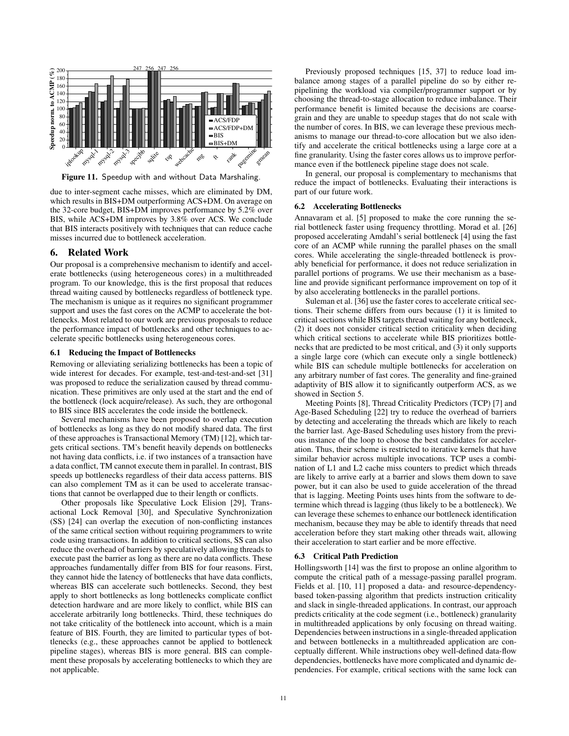Speedup norm. to ACMP (%)

200, 180, 160, 140, 120, 100, 80, 60, 40, 20, 0

247 256 247 256

ACS/FDP
ACS/FDP+DM
BIS
BIS+DM

iplookup, mysql-1, mysql-2, mysql-3, specjbb, sqlite, tsp, webcache, mg, ft, rank, pagemine, gmean

**Figure 11.** Speedup with and without Data Marshaling.

due to inter-segment cache misses, which are eliminated by DM, which results in BIS+DM outperforming ACS+DM. On average on the 32-core budget, BIS+DM improves performance by 5.2% over BIS, while ACS+DM improves by 3.8% over ACS. We conclude that BIS interacts positively with techniques that can reduce cache misses incurred due to bottleneck acceleration.

## 6. Related Work

Our proposal is a comprehensive mechanism to identify and accelerate bottlenecks (using heterogeneous cores) in a multithreaded program. To our knowledge, this is the first proposal that reduces thread waiting caused by bottlenecks regardless of bottleneck type. The mechanism is unique as it requires no significant programmer support and uses the fast cores on the ACMP to accelerate the bottlenecks. Most related to our work are previous proposals to reduce the performance impact of bottlenecks and other techniques to accelerate specific bottlenecks using heterogeneous cores.

### 6.1 Reducing the Impact of Bottlenecks

Removing or alleviating serializing bottlenecks has been a topic of wide interest for decades. For example, test-and-test-and-set [31] was proposed to reduce the serialization caused by thread communication. These primitives are only used at the start and the end of the bottleneck (lock acquire/release). As such, they are orthogonal to BIS since BIS accelerates the code inside the bottleneck.

Several mechanisms have been proposed to overlap execution of bottlenecks as long as they do not modify shared data. The first of these approaches is Transactional Memory (TM) [12], which targets critical sections. TM's benefit heavily depends on bottlenecks not having data conflicts, i.e. if two instances of a transaction have a data conflict, TM cannot execute them in parallel. In contrast, BIS speeds up bottlenecks regardless of their data access patterns. BIS can also complement TM as it can be used to accelerate transactions that cannot be overlapped due to their length or conflicts.

Other proposals like Speculative Lock Elision [29], Transactional Lock Removal [30], and Speculative Synchronization (SS) [24] can overlap the execution of non-conflicting instances of the same critical section without requiring programmers to write code using transactions. In addition to critical sections, SS can also reduce the overhead of barriers by speculatively allowing threads to execute past the barrier as long as there are no data conflicts. These approaches fundamentally differ from BIS for four reasons. First, they cannot hide the latency of bottlenecks that have data conflicts, whereas BIS can accelerate such bottlenecks. Second, they best apply to short bottlenecks as long bottlenecks complicate conflict detection hardware and are more likely to conflict, while BIS can accelerate arbitrarily long bottlenecks. Third, these techniques do not take criticality of the bottleneck into account, which is a main feature of BIS. Fourth, they are limited to particular types of bottlenecks (e.g., these approaches cannot be applied to bottleneck pipeline stages), whereas BIS is more general. BIS can complement these proposals by accelerating bottlenecks to which they are not applicable.

Previously proposed techniques [15, 37] to reduce load imbalance among stages of a parallel pipeline do so by either repipelining the workload via compiler/programmer support or by choosing the thread-to-stage allocation to reduce imbalance. Their performance benefit is limited because the decisions are coarse-grain and they are unable to speedup stages that do not scale with the number of cores. In BIS, we can leverage these previous mechanisms to manage our thread-to-core allocation but we also identify and accelerate the critical bottlenecks using a large core at a fine granularity. Using the faster cores allows us to improve performance even if the bottleneck pipeline stage does not scale.

In general, our proposal is complementary to mechanisms that reduce the impact of bottlenecks. Evaluating their interactions is part of our future work.

### 6.2 Accelerating Bottlenecks

Annavaram et al. [5] proposed to make the core running the serial bottleneck faster using frequency throttling. Morad et al. [26] proposed accelerating Amdahl's serial bottleneck [4] using the fast core of an ACMP while running the parallel phases on the small cores. While accelerating the single-threaded bottleneck is provably beneficial for performance, it does not reduce serialization in parallel portions of programs. We use their mechanism as a baseline and provide significant performance improvement on top of it by also accelerating bottlenecks in the parallel portions.

Suleman et al. [36] use the faster cores to accelerate critical sections. Their scheme differs from ours because (1) it is limited to critical sections while BIS targets thread waiting for any bottleneck, (2) it does not consider critical section criticality when deciding which critical sections to accelerate while BIS prioritizes bottlenecks that are predicted to be most critical, and (3) it only supports a single large core (which can execute only a single bottleneck) while BIS can schedule multiple bottlenecks for acceleration on any arbitrary number of fast cores. The generality and fine-grained adaptivity of BIS allow it to significantly outperform ACS, as we showed in Section 5.

Meeting Points [8], Thread Criticality Predictors (TCP) [7] and Age-Based Scheduling [22] try to reduce the overhead of barriers by detecting and accelerating the threads which are likely to reach the barrier last. Age-Based Scheduling uses history from the previous instance of the loop to choose the best candidates for acceleration. Thus, their scheme is restricted to iterative kernels that have similar behavior across multiple invocations. TCP uses a combination of L1 and L2 cache miss counters to predict which threads are likely to arrive early at a barrier and slows them down to save power, but it can also be used to guide acceleration of the thread that is lagging. Meeting Points uses hints from the software to determine which thread is lagging (thus likely to be a bottleneck). We can leverage these schemes to enhance our bottleneck identification mechanism, because they may be able to identify threads that need acceleration before they start making other threads wait, allowing their acceleration to start earlier and be more effective.

### 6.3 Critical Path Prediction

Hollingsworth [14] was the first to propose an online algorithm to compute the critical path of a message-passing parallel program. Fields et al. [10, 11] proposed a data- and resource-dependency-based token-passing algorithm that predicts instruction criticality and slack in single-threaded applications. In contrast, our approach predicts criticality at the code segment (i.e., bottleneck) granularity in multithreaded applications by only focusing on thread waiting. Dependencies between instructions in a single-threaded application and between bottlenecks in a multithreaded application are conceptually different. While instructions obey well-defined data-flow dependencies, bottlenecks have more complicated and dynamic dependencies. For example, critical sections with the same lock can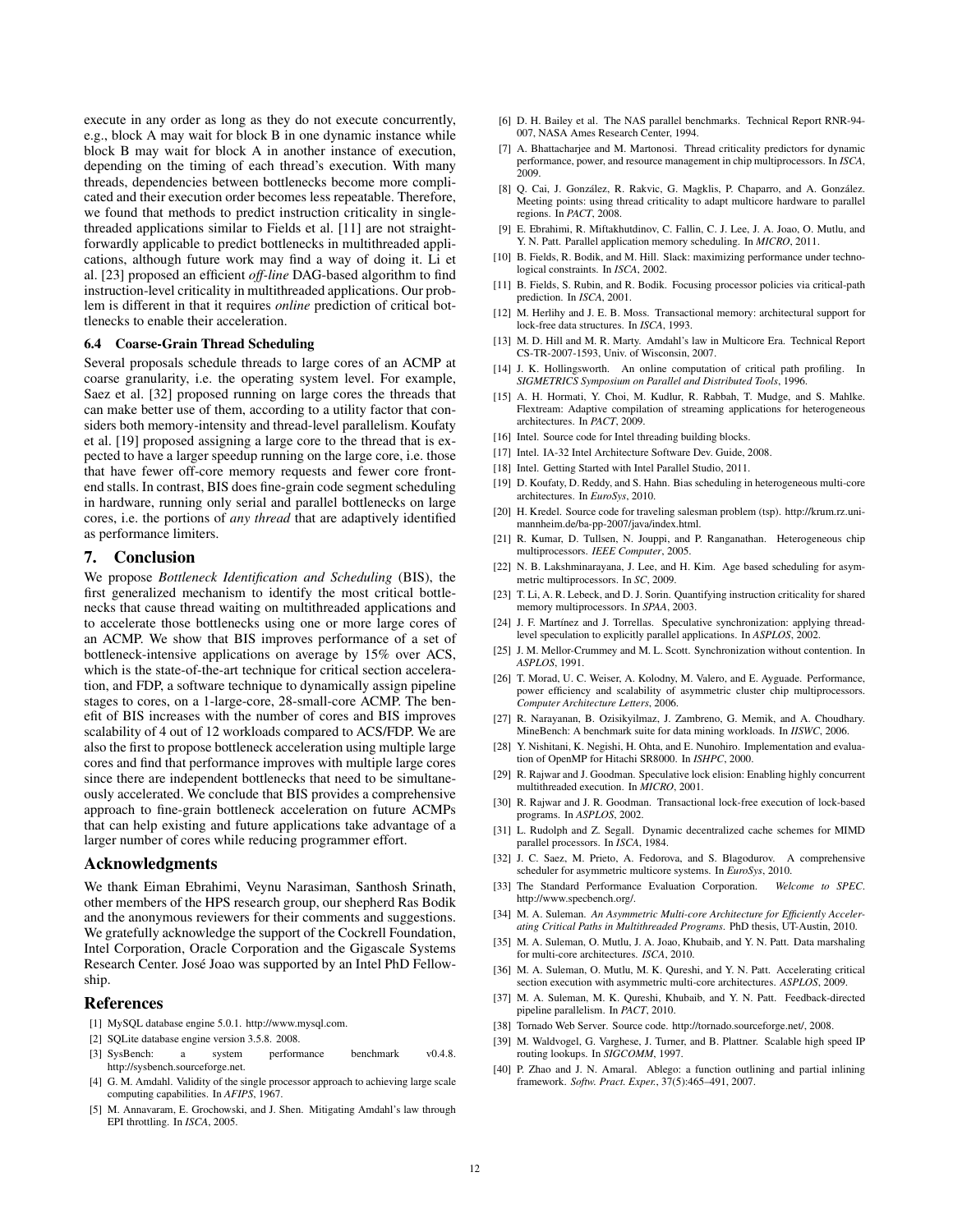execute in any order as long as they do not execute concurrently, e.g., block A may wait for block B in one dynamic instance while block B may wait for block A in another instance of execution, depending on the timing of each thread's execution. With many threads, dependencies between bottlenecks become more complicated and their execution order becomes less repeatable. Therefore, we found that methods to predict instruction criticality in single-threaded applications similar to Fields et al. [11] are not straightforwardly applicable to predict bottlenecks in multithreaded applications, although future work may find a way of doing it. Li et al. [23] proposed an efficient *off-line* DAG-based algorithm to find instruction-level criticality in multithreaded applications. Our problem is different in that it requires *online* prediction of critical bottlenecks to enable their acceleration.

### 6.4 Coarse-Grain Thread Scheduling

Several proposals schedule threads to large cores of an ACMP at coarse granularity, i.e. the operating system level. For example, Saez et al. [32] proposed running on large cores the threads that can make better use of them, according to a utility factor that considers both memory-intensity and thread-level parallelism. Koufaty et al. [19] proposed assigning a large core to the thread that is expected to have a larger speedup running on the large core, i.e. those that have fewer off-core memory requests and fewer core front-end stalls. In contrast, BIS does fine-grain code segment scheduling in hardware, running only serial and parallel bottlenecks on large cores, i.e. the portions of *any thread* that are adaptively identified as performance limiters.

## 7. Conclusion

We propose *Bottleneck Identification and Scheduling* (BIS), the first generalized mechanism to identify the most critical bottlenecks that cause thread waiting on multithreaded applications and to accelerate those bottlenecks using one or more large cores of an ACMP. We show that BIS improves performance of a set of bottleneck-intensive applications on average by 15% over ACS, which is the state-of-the-art technique for critical section acceleration, and FDP, a software technique to dynamically assign pipeline stages to cores, on a 1-large-core, 28-small-core ACMP. The benefit of BIS increases with the number of cores and BIS improves scalability of 4 out of 12 workloads compared to ACS/FDP. We are also the first to propose bottleneck acceleration using multiple large cores and find that performance improves with multiple large cores since there are independent bottlenecks that need to be simultaneously accelerated. We conclude that BIS provides a comprehensive approach to fine-grain bottleneck acceleration on future ACMPs that can help existing and future applications take advantage of a larger number of cores while reducing programmer effort.

## Acknowledgments

We thank Eiman Ebrahimi, Veynu Narasiman, Santhosh Srinath, other members of the HPS research group, our shepherd Ras Bodik and the anonymous reviewers for their comments and suggestions. We gratefully acknowledge the support of the Cockrell Foundation, Intel Corporation, Oracle Corporation and the Gigascale Systems Research Center. José Joao was supported by an Intel PhD Fellowship.

## References

[1] MySQL database engine 5.0.1. http://www.mysql.com.

[2] SQLite database engine version 3.5.8. 2008.

[3] SysBench: a system performance benchmark v0.4.8. http://sysbench.sourceforge.net.

[4] G. M. Amdahl. Validity of the single processor approach to achieving large scale computing capabilities. In *AFIPS*, 1967.

[5] M. Annavaram, E. Grochowski, and J. Shen. Mitigating Amdahl's law through EPI throttling. In *ISCA*, 2005.

[6] D. H. Bailey et al. The NAS parallel benchmarks. Technical Report RNR-94-007, NASA Ames Research Center, 1994.

[7] A. Bhattacharjee and M. Martonosi. Thread criticality predictors for dynamic performance, power, and resource management in chip multiprocessors. In *ISCA*, 2009.

[8] Q. Cai, J. González, R. Rakvic, G. Magklis, P. Chaparro, and A. González. Meeting points: using thread criticality to adapt multicore hardware to parallel regions. In *PACT*, 2008.

[9] E. Ebrahimi, R. Miftakhutdinov, C. Fallin, C. J. Lee, J. A. Joao, O. Mutlu, and Y. N. Patt. Parallel application memory scheduling. In *MICRO*, 2011.

[10] B. Fields, R. Bodik, and M. Hill. Slack: maximizing performance under technological constraints. In *ISCA*, 2002.

[11] B. Fields, S. Rubin, and R. Bodik. Focusing processor policies via critical-path prediction. In *ISCA*, 2001.

[12] M. Herlihy and J. E. B. Moss. Transactional memory: architectural support for lock-free data structures. In *ISCA*, 1993.

[13] M. D. Hill and M. R. Marty. Amdahl's law in Multicore Era. Technical Report CS-TR-2007-1593, Univ. of Wisconsin, 2007.

[14] J. K. Hollingsworth. An online computation of critical path profiling. In *SIGMETRICS Symposium on Parallel and Distributed Tools*, 1996.

[15] A. H. Hormati, Y. Choi, M. Kudlur, R. Rabbah, T. Mudge, and S. Mahlke. Flextream: Adaptive compilation of streaming applications for heterogeneous architectures. In *PACT*, 2009.

[16] Intel. Source code for Intel threading building blocks.

[17] Intel. IA-32 Intel Architecture Software Dev. Guide, 2008.

[18] Intel. Getting Started with Intel Parallel Studio, 2011.

[19] D. Koufaty, D. Reddy, and S. Hahn. Bias scheduling in heterogeneous multi-core architectures. In *EuroSys*, 2010.

[20] H. Kredel. Source code for traveling salesman problem (tsp). http://krum.rz.uni-mannheim.de/ba-pp-2007/java/index.html.

[21] R. Kumar, D. Tullsen, N. Jouppi, and P. Ranganathan. Heterogeneous chip multiprocessors. *IEEE Computer*, 2005.

[22] N. B. Lakshminarayana, J. Lee, and H. Kim. Age based scheduling for asymmetric multiprocessors. In *SC*, 2009.

[23] T. Li, A. R. Lebeck, and D. J. Sorin. Quantifying instruction criticality for shared memory multiprocessors. In *SPAA*, 2003.

[24] J. F. Martínez and J. Torrellas. Speculative synchronization: applying thread-level speculation to explicitly parallel applications. In *ASPLOS*, 2002.

[25] J. M. Mellor-Crummey and M. L. Scott. Synchronization without contention. In *ASPLOS*, 1991.

[26] T. Morad, U. C. Weiser, A. Kolodny, M. Valero, and E. Ayguade. Performance, power efficiency and scalability of asymmetric cluster chip multiprocessors. *Computer Architecture Letters*, 2006.

[27] R. Narayanan, B. Ozisikyilmaz, J. Zambreno, G. Memik, and A. Choudhary. MineBench: A benchmark suite for data mining workloads. In *IISWC*, 2006.

[28] Y. Nishitani, K. Negishi, H. Ohta, and E. Nunohiro. Implementation and evaluation of OpenMP for Hitachi SR8000. In *ISHPC*, 2000.

[29] R. Rajwar and J. Goodman. Speculative lock elision: Enabling highly concurrent multithreaded execution. In *MICRO*, 2001.

[30] R. Rajwar and J. R. Goodman. Transactional lock-free execution of lock-based programs. In *ASPLOS*, 2002.

[31] L. Rudolph and Z. Segall. Dynamic decentralized cache schemes for MIMD parallel processors. In *ISCA*, 1984.

[32] J. C. Saez, M. Prieto, A. Fedorova, and S. Blagodurov. A comprehensive scheduler for asymmetric multicore systems. In *EuroSys*, 2010.

[33] The Standard Performance Evaluation Corporation. *Welcome to SPEC*. http://www.specbench.org/.

[34] M. A. Suleman. *An Asymmetric Multi-core Architecture for Efficiently Accelerating Critical Paths in Multithreaded Programs*. PhD thesis, UT-Austin, 2010.

[35] M. A. Suleman, O. Mutlu, J. A. Joao, Khubaib, and Y. N. Patt. Data marshaling for multi-core architectures. *ISCA*, 2010.

[36] M. A. Suleman, O. Mutlu, M. K. Qureshi, and Y. N. Patt. Accelerating critical section execution with asymmetric multi-core architectures. *ASPLOS*, 2009.

[37] M. A. Suleman, M. K. Qureshi, Khubaib, and Y. N. Patt. Feedback-directed pipeline parallelism. In *PACT*, 2010.

[38] Tornado Web Server. Source code. http://tornado.sourceforge.net/, 2008.

[39] M. Waldvogel, G. Varghese, J. Turner, and B. Plattner. Scalable high speed IP routing lookups. In *SIGCOMM*, 1997.

[40] P. Zhao and J. N. Amaral. Ablego: a function outlining and partial inlining framework. *Softw. Pract. Exper.*, 37(5):465–491, 2007.